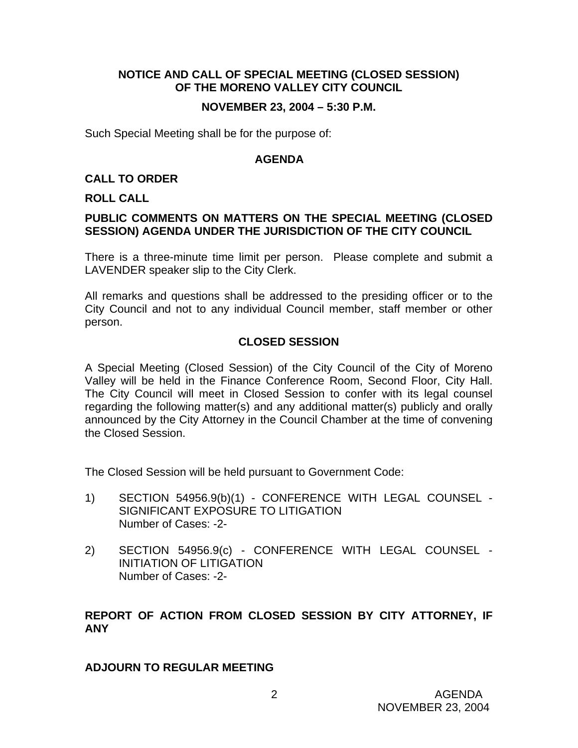## NOTICE AND CALL OF SPECIAL MEETING (CLOSED SESSION) OF THE MORENO VALLEY CITY COUNCIL

### NOVEMBER 23, 2004 – 5:30 P.M.

Such Special Meeting shall be for the purpose of:

### AGENDA

**CALL TO ORDER**

**ROLL CALL**

**PUBLIC COMMENTS ON MATTERS ON THE SPECIAL MEETING (CLOSED SESSION) AGENDA UNDER THE JURISDICTION OF THE CITY COUNCIL**

There is a three-minute time limit per person. Please complete and submit a LAVENDER speaker slip to the City Clerk.

All remarks and questions shall be addressed to the presiding officer or to the City Council and not to any individual Council member, staff member or other person.

### CLOSED SESSION

A Special Meeting (Closed Session) of the City Council of the City of Moreno Valley will be held in the Finance Conference Room, Second Floor, City Hall. The City Council will meet in Closed Session to confer with its legal counsel regarding the following matter(s) and any additional matter(s) publicly and orally announced by the City Attorney in the Council Chamber at the time of convening the Closed Session.

The Closed Session will be held pursuant to Government Code:

1) SECTION 54956.9(b)(1) - CONFERENCE WITH LEGAL COUNSEL - SIGNIFICANT EXPOSURE TO LITIGATION
   Number of Cases: -2-

2) SECTION 54956.9(c) - CONFERENCE WITH LEGAL COUNSEL - INITIATION OF LITIGATION
   Number of Cases: -2-

**REPORT OF ACTION FROM CLOSED SESSION BY CITY ATTORNEY, IF ANY**

**ADJOURN TO REGULAR MEETING**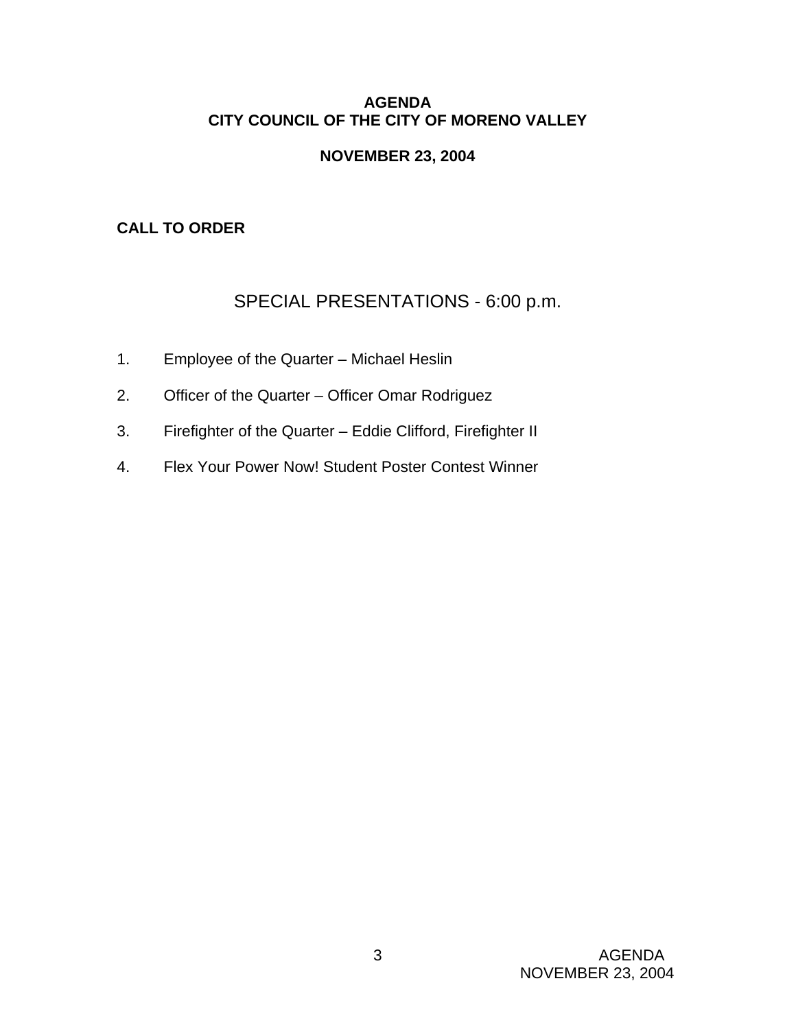**AGENDA**
**CITY COUNCIL OF THE CITY OF MORENO VALLEY**

**NOVEMBER 23, 2004**

**CALL TO ORDER**

## SPECIAL PRESENTATIONS - 6:00 p.m.

1. Employee of the Quarter – Michael Heslin
2. Officer of the Quarter – Officer Omar Rodriguez
3. Firefighter of the Quarter – Eddie Clifford, Firefighter II
4. Flex Your Power Now! Student Poster Contest Winner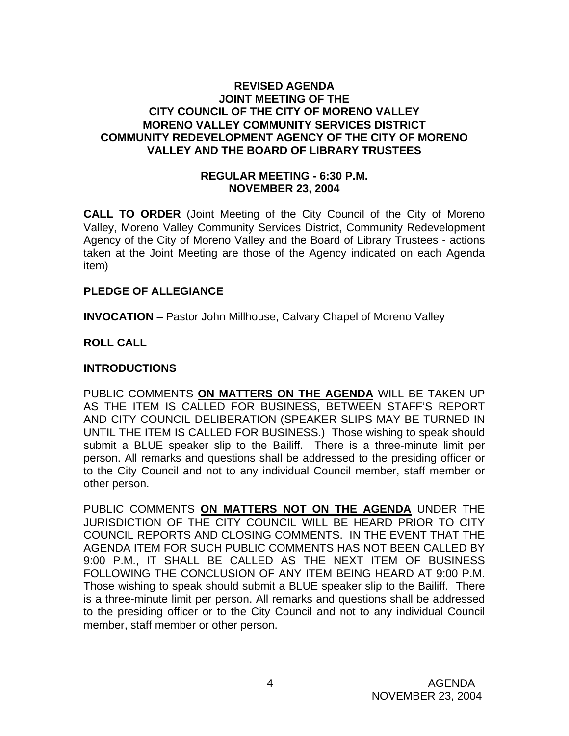**REVISED AGENDA**
**JOINT MEETING OF THE**
**CITY COUNCIL OF THE CITY OF MORENO VALLEY**
**MORENO VALLEY COMMUNITY SERVICES DISTRICT**
**COMMUNITY REDEVELOPMENT AGENCY OF THE CITY OF MORENO VALLEY AND THE BOARD OF LIBRARY TRUSTEES**

**REGULAR MEETING - 6:30 P.M.**
**NOVEMBER 23, 2004**

**CALL TO ORDER** (Joint Meeting of the City Council of the City of Moreno Valley, Moreno Valley Community Services District, Community Redevelopment Agency of the City of Moreno Valley and the Board of Library Trustees - actions taken at the Joint Meeting are those of the Agency indicated on each Agenda item)

**PLEDGE OF ALLEGIANCE**

**INVOCATION** – Pastor John Millhouse, Calvary Chapel of Moreno Valley

**ROLL CALL**

**INTRODUCTIONS**

PUBLIC COMMENTS **ON MATTERS ON THE AGENDA** WILL BE TAKEN UP AS THE ITEM IS CALLED FOR BUSINESS, BETWEEN STAFF'S REPORT AND CITY COUNCIL DELIBERATION (SPEAKER SLIPS MAY BE TURNED IN UNTIL THE ITEM IS CALLED FOR BUSINESS.) Those wishing to speak should submit a BLUE speaker slip to the Bailiff. There is a three-minute limit per person. All remarks and questions shall be addressed to the presiding officer or to the City Council and not to any individual Council member, staff member or other person.

PUBLIC COMMENTS **ON MATTERS NOT ON THE AGENDA** UNDER THE JURISDICTION OF THE CITY COUNCIL WILL BE HEARD PRIOR TO CITY COUNCIL REPORTS AND CLOSING COMMENTS. IN THE EVENT THAT THE AGENDA ITEM FOR SUCH PUBLIC COMMENTS HAS NOT BEEN CALLED BY 9:00 P.M., IT SHALL BE CALLED AS THE NEXT ITEM OF BUSINESS FOLLOWING THE CONCLUSION OF ANY ITEM BEING HEARD AT 9:00 P.M. Those wishing to speak should submit a BLUE speaker slip to the Bailiff. There is a three-minute limit per person. All remarks and questions shall be addressed to the presiding officer or to the City Council and not to any individual Council member, staff member or other person.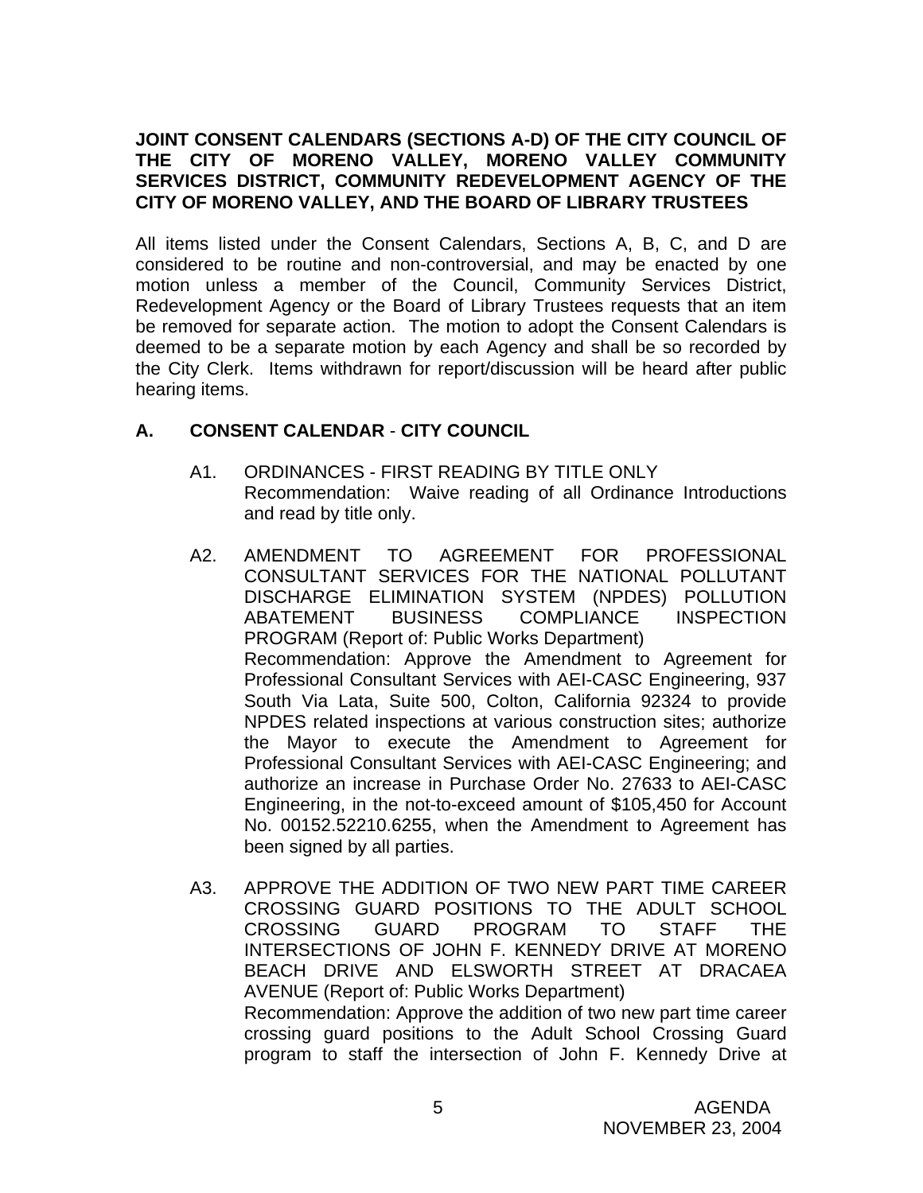**JOINT CONSENT CALENDARS (SECTIONS A-D) OF THE CITY COUNCIL OF THE CITY OF MORENO VALLEY, MORENO VALLEY COMMUNITY SERVICES DISTRICT, COMMUNITY REDEVELOPMENT AGENCY OF THE CITY OF MORENO VALLEY, AND THE BOARD OF LIBRARY TRUSTEES**

All items listed under the Consent Calendars, Sections A, B, C, and D are considered to be routine and non-controversial, and may be enacted by one motion unless a member of the Council, Community Services District, Redevelopment Agency or the Board of Library Trustees requests that an item be removed for separate action. The motion to adopt the Consent Calendars is deemed to be a separate motion by each Agency and shall be so recorded by the City Clerk. Items withdrawn for report/discussion will be heard after public hearing items.

## A. CONSENT CALENDAR - CITY COUNCIL

A1. ORDINANCES - FIRST READING BY TITLE ONLY
Recommendation: Waive reading of all Ordinance Introductions and read by title only.

A2. AMENDMENT TO AGREEMENT FOR PROFESSIONAL CONSULTANT SERVICES FOR THE NATIONAL POLLUTANT DISCHARGE ELIMINATION SYSTEM (NPDES) POLLUTION ABATEMENT BUSINESS COMPLIANCE INSPECTION PROGRAM (Report of: Public Works Department)
Recommendation: Approve the Amendment to Agreement for Professional Consultant Services with AEI-CASC Engineering, 937 South Via Lata, Suite 500, Colton, California 92324 to provide NPDES related inspections at various construction sites; authorize the Mayor to execute the Amendment to Agreement for Professional Consultant Services with AEI-CASC Engineering; and authorize an increase in Purchase Order No. 27633 to AEI-CASC Engineering, in the not-to-exceed amount of $105,450 for Account No. 00152.52210.6255, when the Amendment to Agreement has been signed by all parties.

A3. APPROVE THE ADDITION OF TWO NEW PART TIME CAREER CROSSING GUARD POSITIONS TO THE ADULT SCHOOL CROSSING GUARD PROGRAM TO STAFF THE INTERSECTIONS OF JOHN F. KENNEDY DRIVE AT MORENO BEACH DRIVE AND ELSWORTH STREET AT DRACAEA AVENUE (Report of: Public Works Department)
Recommendation: Approve the addition of two new part time career crossing guard positions to the Adult School Crossing Guard program to staff the intersection of John F. Kennedy Drive at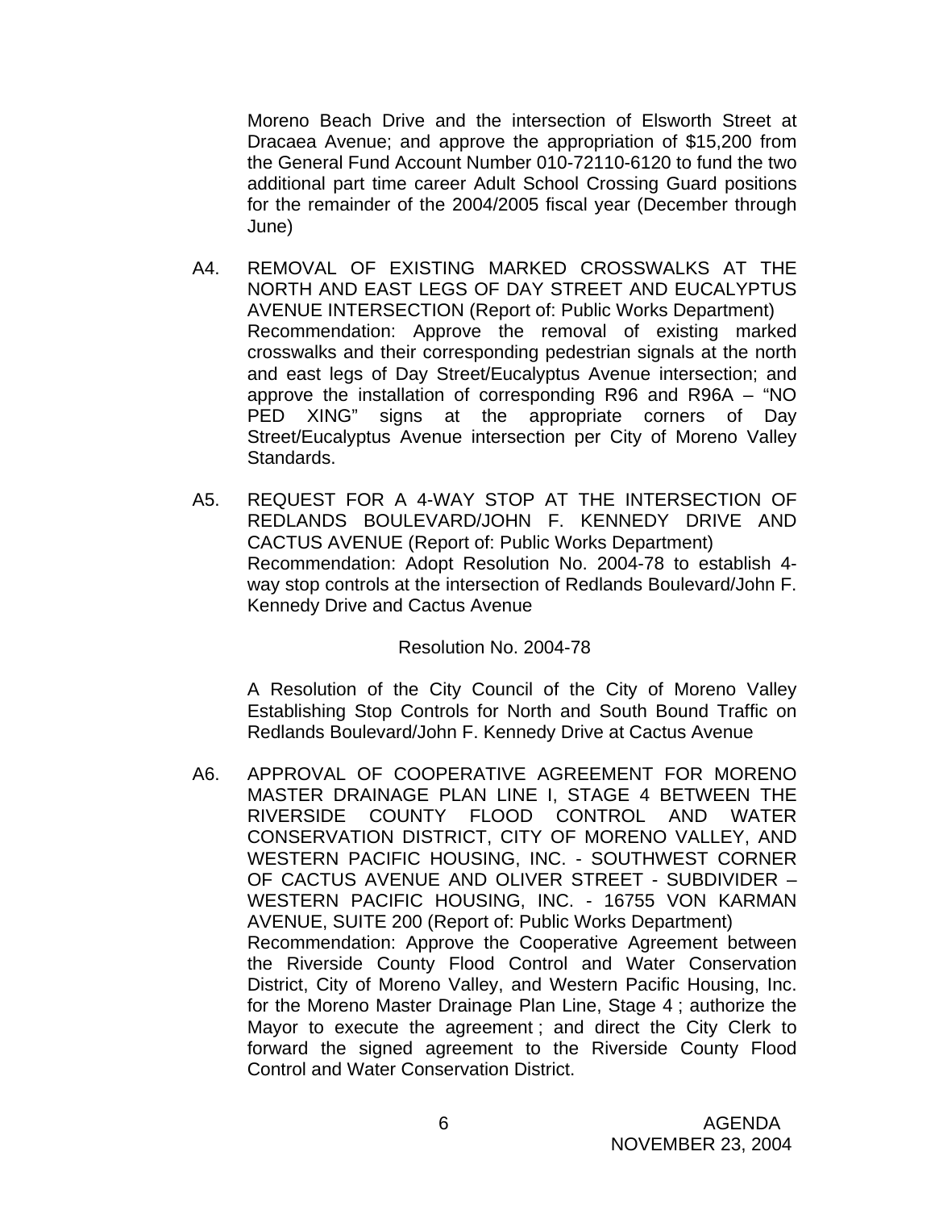Moreno Beach Drive and the intersection of Elsworth Street at Dracaea Avenue; and approve the appropriation of $15,200 from the General Fund Account Number 010-72110-6120 to fund the two additional part time career Adult School Crossing Guard positions for the remainder of the 2004/2005 fiscal year (December through June)

A4. REMOVAL OF EXISTING MARKED CROSSWALKS AT THE NORTH AND EAST LEGS OF DAY STREET AND EUCALYPTUS AVENUE INTERSECTION (Report of: Public Works Department)
Recommendation: Approve the removal of existing marked crosswalks and their corresponding pedestrian signals at the north and east legs of Day Street/Eucalyptus Avenue intersection; and approve the installation of corresponding R96 and R96A – "NO PED XING" signs at the appropriate corners of Day Street/Eucalyptus Avenue intersection per City of Moreno Valley Standards.

A5. REQUEST FOR A 4-WAY STOP AT THE INTERSECTION OF REDLANDS BOULEVARD/JOHN F. KENNEDY DRIVE AND CACTUS AVENUE (Report of: Public Works Department)
Recommendation: Adopt Resolution No. 2004-78 to establish 4-way stop controls at the intersection of Redlands Boulevard/John F. Kennedy Drive and Cactus Avenue

Resolution No. 2004-78

A Resolution of the City Council of the City of Moreno Valley Establishing Stop Controls for North and South Bound Traffic on Redlands Boulevard/John F. Kennedy Drive at Cactus Avenue

A6. APPROVAL OF COOPERATIVE AGREEMENT FOR MORENO MASTER DRAINAGE PLAN LINE I, STAGE 4 BETWEEN THE RIVERSIDE COUNTY FLOOD CONTROL AND WATER CONSERVATION DISTRICT, CITY OF MORENO VALLEY, AND WESTERN PACIFIC HOUSING, INC. - SOUTHWEST CORNER OF CACTUS AVENUE AND OLIVER STREET - SUBDIVIDER – WESTERN PACIFIC HOUSING, INC. - 16755 VON KARMAN AVENUE, SUITE 200 (Report of: Public Works Department)
Recommendation: Approve the Cooperative Agreement between the Riverside County Flood Control and Water Conservation District, City of Moreno Valley, and Western Pacific Housing, Inc. for the Moreno Master Drainage Plan Line, Stage 4 ; authorize the Mayor to execute the agreement ; and direct the City Clerk to forward the signed agreement to the Riverside County Flood Control and Water Conservation District.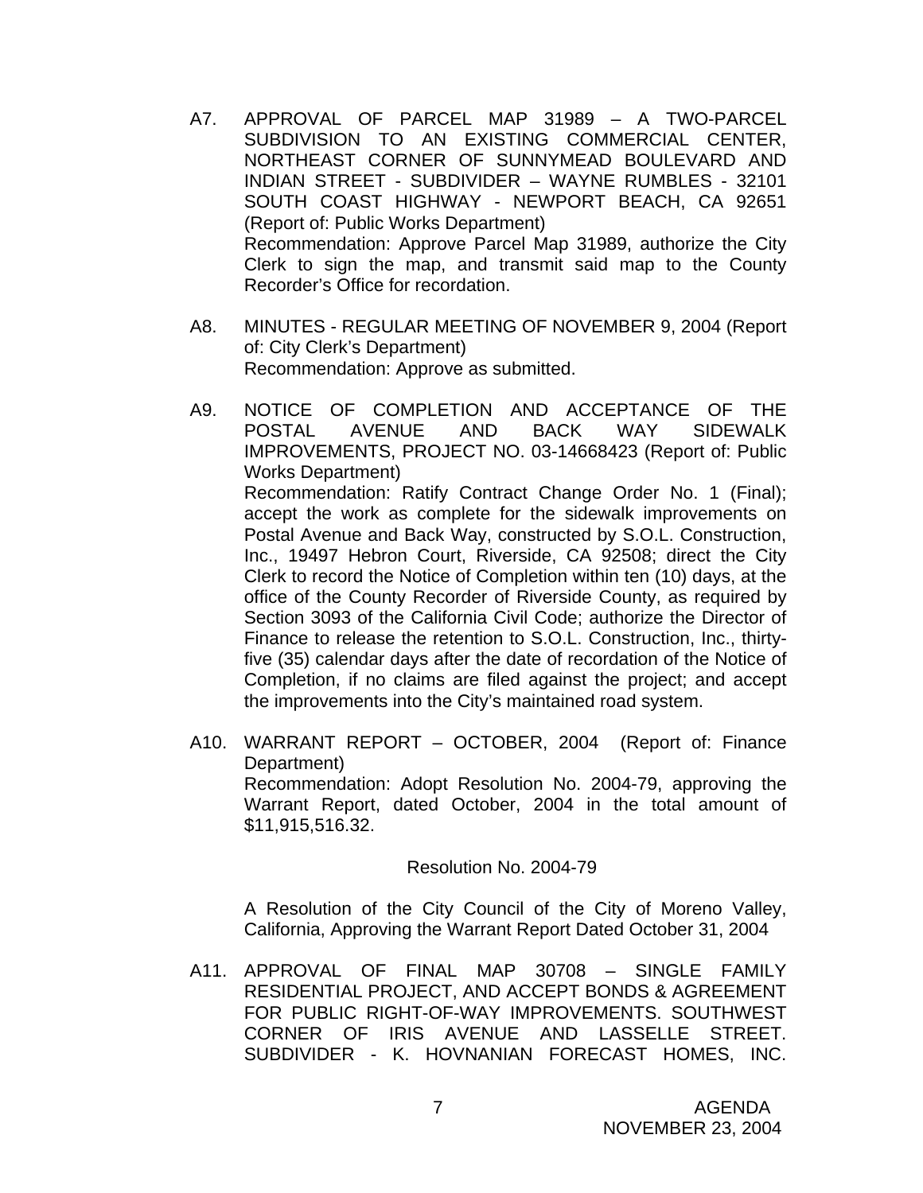A7. APPROVAL OF PARCEL MAP 31989 – A TWO-PARCEL SUBDIVISION TO AN EXISTING COMMERCIAL CENTER, NORTHEAST CORNER OF SUNNYMEAD BOULEVARD AND INDIAN STREET - SUBDIVIDER – WAYNE RUMBLES - 32101 SOUTH COAST HIGHWAY - NEWPORT BEACH, CA 92651 (Report of: Public Works Department)
Recommendation: Approve Parcel Map 31989, authorize the City Clerk to sign the map, and transmit said map to the County Recorder's Office for recordation.

A8. MINUTES - REGULAR MEETING OF NOVEMBER 9, 2004 (Report of: City Clerk's Department)
Recommendation: Approve as submitted.

A9. NOTICE OF COMPLETION AND ACCEPTANCE OF THE POSTAL AVENUE AND BACK WAY SIDEWALK IMPROVEMENTS, PROJECT NO. 03-14668423 (Report of: Public Works Department)
Recommendation: Ratify Contract Change Order No. 1 (Final); accept the work as complete for the sidewalk improvements on Postal Avenue and Back Way, constructed by S.O.L. Construction, Inc., 19497 Hebron Court, Riverside, CA 92508; direct the City Clerk to record the Notice of Completion within ten (10) days, at the office of the County Recorder of Riverside County, as required by Section 3093 of the California Civil Code; authorize the Director of Finance to release the retention to S.O.L. Construction, Inc., thirty-five (35) calendar days after the date of recordation of the Notice of Completion, if no claims are filed against the project; and accept the improvements into the City's maintained road system.

A10. WARRANT REPORT – OCTOBER, 2004 (Report of: Finance Department)
Recommendation: Adopt Resolution No. 2004-79, approving the Warrant Report, dated October, 2004 in the total amount of $11,915,516.32.

Resolution No. 2004-79

A Resolution of the City Council of the City of Moreno Valley, California, Approving the Warrant Report Dated October 31, 2004

A11. APPROVAL OF FINAL MAP 30708 – SINGLE FAMILY RESIDENTIAL PROJECT, AND ACCEPT BONDS & AGREEMENT FOR PUBLIC RIGHT-OF-WAY IMPROVEMENTS. SOUTHWEST CORNER OF IRIS AVENUE AND LASSELLE STREET. SUBDIVIDER - K. HOVNANIAN FORECAST HOMES, INC.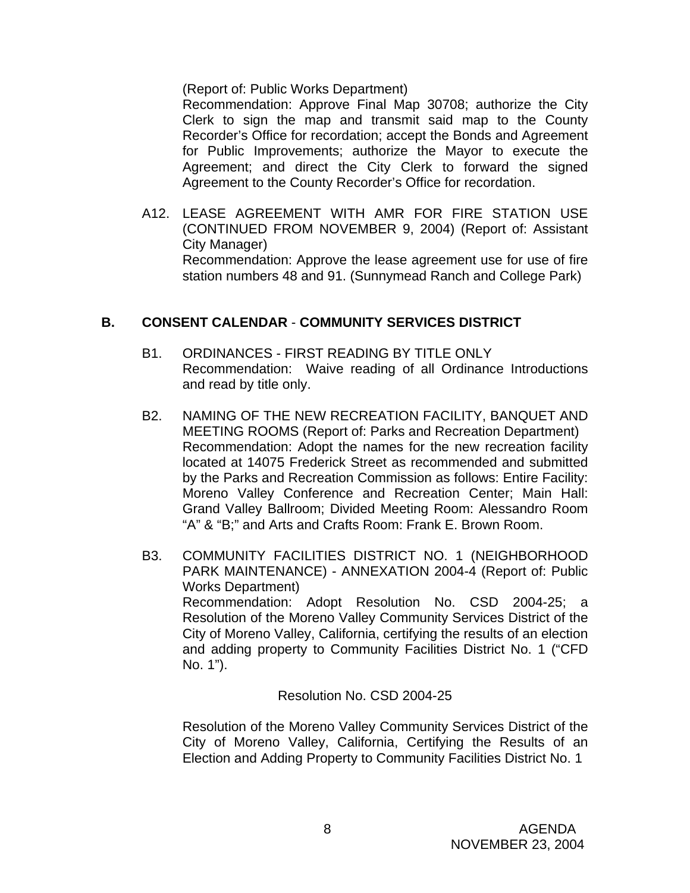(Report of: Public Works Department)
Recommendation: Approve Final Map 30708; authorize the City Clerk to sign the map and transmit said map to the County Recorder's Office for recordation; accept the Bonds and Agreement for Public Improvements; authorize the Mayor to execute the Agreement; and direct the City Clerk to forward the signed Agreement to the County Recorder's Office for recordation.

A12. LEASE AGREEMENT WITH AMR FOR FIRE STATION USE (CONTINUED FROM NOVEMBER 9, 2004) (Report of: Assistant City Manager)
Recommendation: Approve the lease agreement use for use of fire station numbers 48 and 91. (Sunnymead Ranch and College Park)

## B. CONSENT CALENDAR - COMMUNITY SERVICES DISTRICT

B1. ORDINANCES - FIRST READING BY TITLE ONLY
Recommendation: Waive reading of all Ordinance Introductions and read by title only.

B2. NAMING OF THE NEW RECREATION FACILITY, BANQUET AND MEETING ROOMS (Report of: Parks and Recreation Department)
Recommendation: Adopt the names for the new recreation facility located at 14075 Frederick Street as recommended and submitted by the Parks and Recreation Commission as follows: Entire Facility: Moreno Valley Conference and Recreation Center; Main Hall: Grand Valley Ballroom; Divided Meeting Room: Alessandro Room "A" & "B;" and Arts and Crafts Room: Frank E. Brown Room.

B3. COMMUNITY FACILITIES DISTRICT NO. 1 (NEIGHBORHOOD PARK MAINTENANCE) - ANNEXATION 2004-4 (Report of: Public Works Department)
Recommendation: Adopt Resolution No. CSD 2004-25; a Resolution of the Moreno Valley Community Services District of the City of Moreno Valley, California, certifying the results of an election and adding property to Community Facilities District No. 1 ("CFD No. 1").

Resolution No. CSD 2004-25

Resolution of the Moreno Valley Community Services District of the City of Moreno Valley, California, Certifying the Results of an Election and Adding Property to Community Facilities District No. 1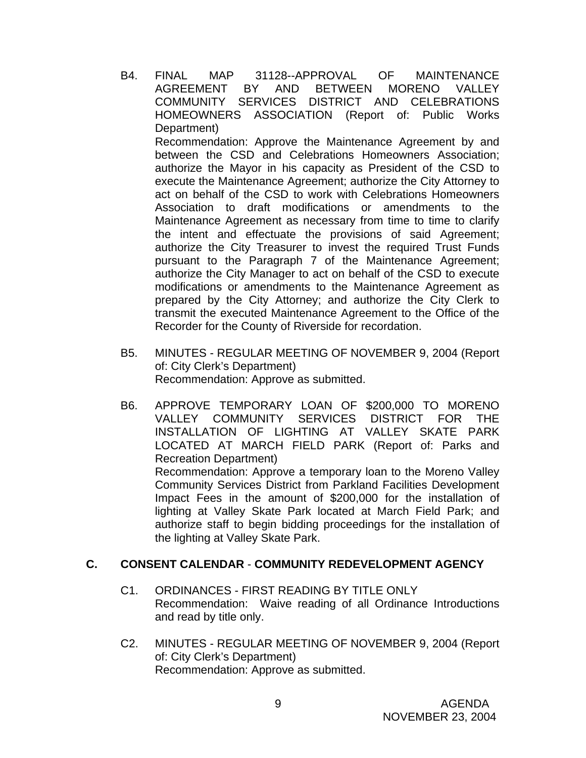B4. FINAL MAP 31128--APPROVAL OF MAINTENANCE AGREEMENT BY AND BETWEEN MORENO VALLEY COMMUNITY SERVICES DISTRICT AND CELEBRATIONS HOMEOWNERS ASSOCIATION (Report of: Public Works Department)
Recommendation: Approve the Maintenance Agreement by and between the CSD and Celebrations Homeowners Association; authorize the Mayor in his capacity as President of the CSD to execute the Maintenance Agreement; authorize the City Attorney to act on behalf of the CSD to work with Celebrations Homeowners Association to draft modifications or amendments to the Maintenance Agreement as necessary from time to time to clarify the intent and effectuate the provisions of said Agreement; authorize the City Treasurer to invest the required Trust Funds pursuant to the Paragraph 7 of the Maintenance Agreement; authorize the City Manager to act on behalf of the CSD to execute modifications or amendments to the Maintenance Agreement as prepared by the City Attorney; and authorize the City Clerk to transmit the executed Maintenance Agreement to the Office of the Recorder for the County of Riverside for recordation.

B5. MINUTES - REGULAR MEETING OF NOVEMBER 9, 2004 (Report of: City Clerk's Department)
Recommendation: Approve as submitted.

B6. APPROVE TEMPORARY LOAN OF $200,000 TO MORENO VALLEY COMMUNITY SERVICES DISTRICT FOR THE INSTALLATION OF LIGHTING AT VALLEY SKATE PARK LOCATED AT MARCH FIELD PARK (Report of: Parks and Recreation Department)
Recommendation: Approve a temporary loan to the Moreno Valley Community Services District from Parkland Facilities Development Impact Fees in the amount of $200,000 for the installation of lighting at Valley Skate Park located at March Field Park; and authorize staff to begin bidding proceedings for the installation of the lighting at Valley Skate Park.

## C. CONSENT CALENDAR - COMMUNITY REDEVELOPMENT AGENCY

C1. ORDINANCES - FIRST READING BY TITLE ONLY
Recommendation: Waive reading of all Ordinance Introductions and read by title only.

C2. MINUTES - REGULAR MEETING OF NOVEMBER 9, 2004 (Report of: City Clerk's Department)
Recommendation: Approve as submitted.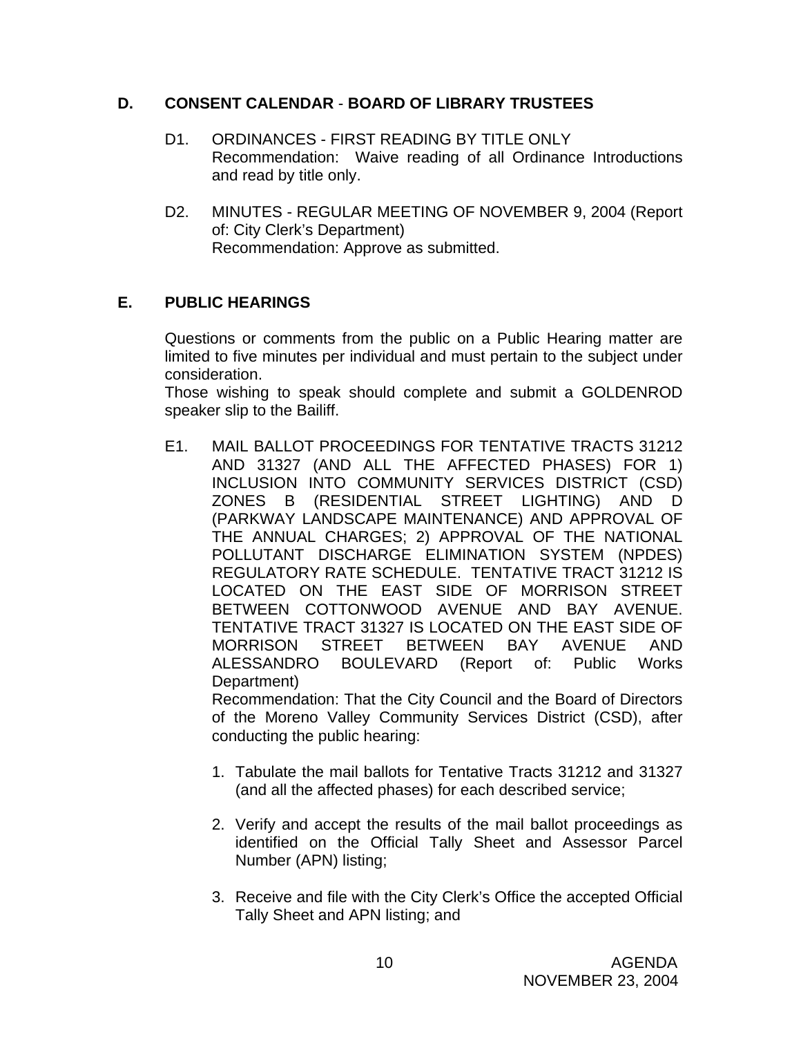## D. CONSENT CALENDAR - BOARD OF LIBRARY TRUSTEES

D1. ORDINANCES - FIRST READING BY TITLE ONLY
Recommendation: Waive reading of all Ordinance Introductions and read by title only.

D2. MINUTES - REGULAR MEETING OF NOVEMBER 9, 2004 (Report of: City Clerk's Department)
Recommendation: Approve as submitted.

## E. PUBLIC HEARINGS

Questions or comments from the public on a Public Hearing matter are limited to five minutes per individual and must pertain to the subject under consideration.
Those wishing to speak should complete and submit a GOLDENROD speaker slip to the Bailiff.

E1. MAIL BALLOT PROCEEDINGS FOR TENTATIVE TRACTS 31212 AND 31327 (AND ALL THE AFFECTED PHASES) FOR 1) INCLUSION INTO COMMUNITY SERVICES DISTRICT (CSD) ZONES B (RESIDENTIAL STREET LIGHTING) AND D (PARKWAY LANDSCAPE MAINTENANCE) AND APPROVAL OF THE ANNUAL CHARGES; 2) APPROVAL OF THE NATIONAL POLLUTANT DISCHARGE ELIMINATION SYSTEM (NPDES) REGULATORY RATE SCHEDULE. TENTATIVE TRACT 31212 IS LOCATED ON THE EAST SIDE OF MORRISON STREET BETWEEN COTTONWOOD AVENUE AND BAY AVENUE. TENTATIVE TRACT 31327 IS LOCATED ON THE EAST SIDE OF MORRISON STREET BETWEEN BAY AVENUE AND ALESSANDRO BOULEVARD (Report of: Public Works Department)
Recommendation: That the City Council and the Board of Directors of the Moreno Valley Community Services District (CSD), after conducting the public hearing:

1. Tabulate the mail ballots for Tentative Tracts 31212 and 31327 (and all the affected phases) for each described service;

2. Verify and accept the results of the mail ballot proceedings as identified on the Official Tally Sheet and Assessor Parcel Number (APN) listing;

3. Receive and file with the City Clerk's Office the accepted Official Tally Sheet and APN listing; and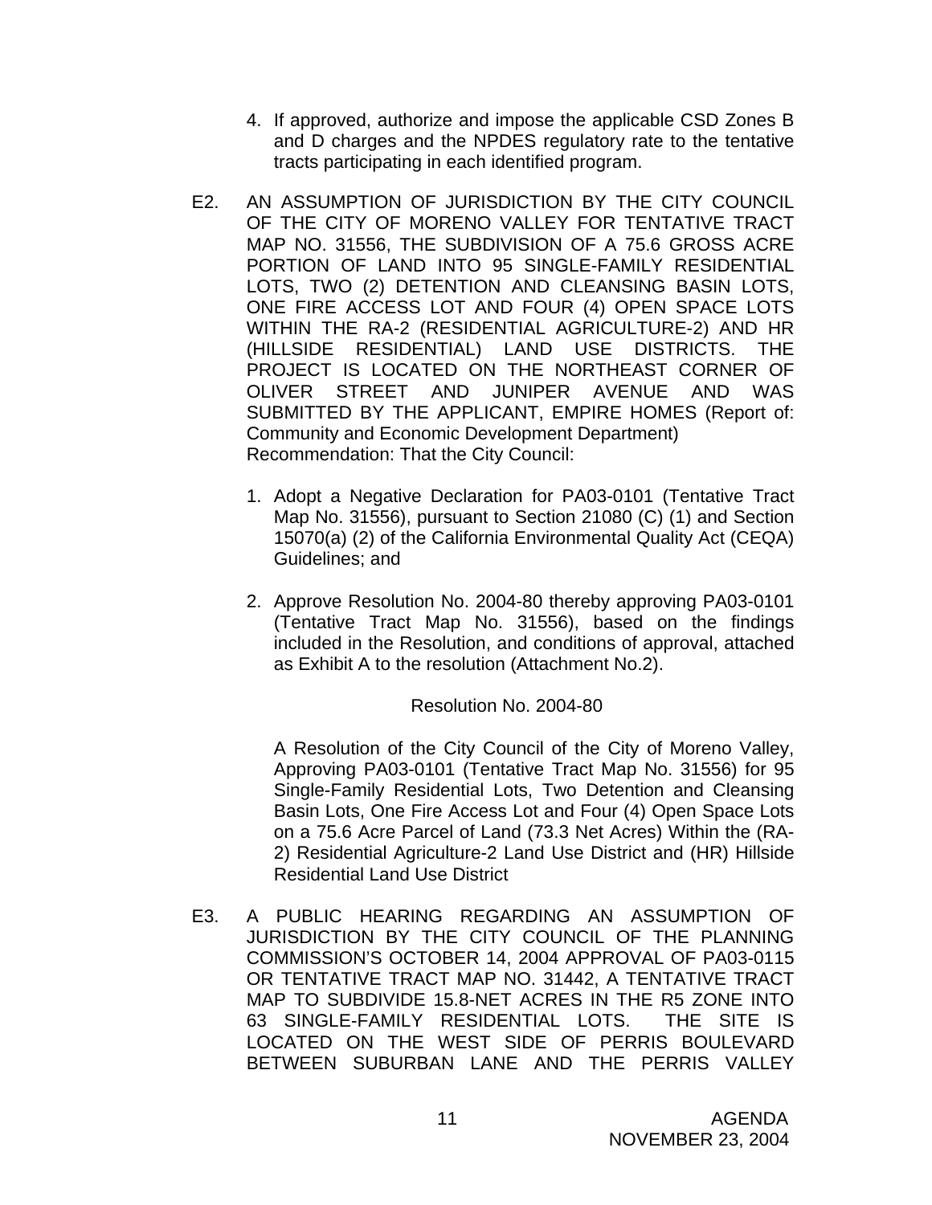4. If approved, authorize and impose the applicable CSD Zones B and D charges and the NPDES regulatory rate to the tentative tracts participating in each identified program.

E2. AN ASSUMPTION OF JURISDICTION BY THE CITY COUNCIL OF THE CITY OF MORENO VALLEY FOR TENTATIVE TRACT MAP NO. 31556, THE SUBDIVISION OF A 75.6 GROSS ACRE PORTION OF LAND INTO 95 SINGLE-FAMILY RESIDENTIAL LOTS, TWO (2) DETENTION AND CLEANSING BASIN LOTS, ONE FIRE ACCESS LOT AND FOUR (4) OPEN SPACE LOTS WITHIN THE RA-2 (RESIDENTIAL AGRICULTURE-2) AND HR (HILLSIDE RESIDENTIAL) LAND USE DISTRICTS. THE PROJECT IS LOCATED ON THE NORTHEAST CORNER OF OLIVER STREET AND JUNIPER AVENUE AND WAS SUBMITTED BY THE APPLICANT, EMPIRE HOMES (Report of: Community and Economic Development Department)
Recommendation: That the City Council:

1. Adopt a Negative Declaration for PA03-0101 (Tentative Tract Map No. 31556), pursuant to Section 21080 (C) (1) and Section 15070(a) (2) of the California Environmental Quality Act (CEQA) Guidelines; and

2. Approve Resolution No. 2004-80 thereby approving PA03-0101 (Tentative Tract Map No. 31556), based on the findings included in the Resolution, and conditions of approval, attached as Exhibit A to the resolution (Attachment No.2).

Resolution No. 2004-80

A Resolution of the City Council of the City of Moreno Valley, Approving PA03-0101 (Tentative Tract Map No. 31556) for 95 Single-Family Residential Lots, Two Detention and Cleansing Basin Lots, One Fire Access Lot and Four (4) Open Space Lots on a 75.6 Acre Parcel of Land (73.3 Net Acres) Within the (RA-2) Residential Agriculture-2 Land Use District and (HR) Hillside Residential Land Use District

E3. A PUBLIC HEARING REGARDING AN ASSUMPTION OF JURISDICTION BY THE CITY COUNCIL OF THE PLANNING COMMISSION'S OCTOBER 14, 2004 APPROVAL OF PA03-0115 OR TENTATIVE TRACT MAP NO. 31442, A TENTATIVE TRACT MAP TO SUBDIVIDE 15.8-NET ACRES IN THE R5 ZONE INTO 63 SINGLE-FAMILY RESIDENTIAL LOTS. THE SITE IS LOCATED ON THE WEST SIDE OF PERRIS BOULEVARD BETWEEN SUBURBAN LANE AND THE PERRIS VALLEY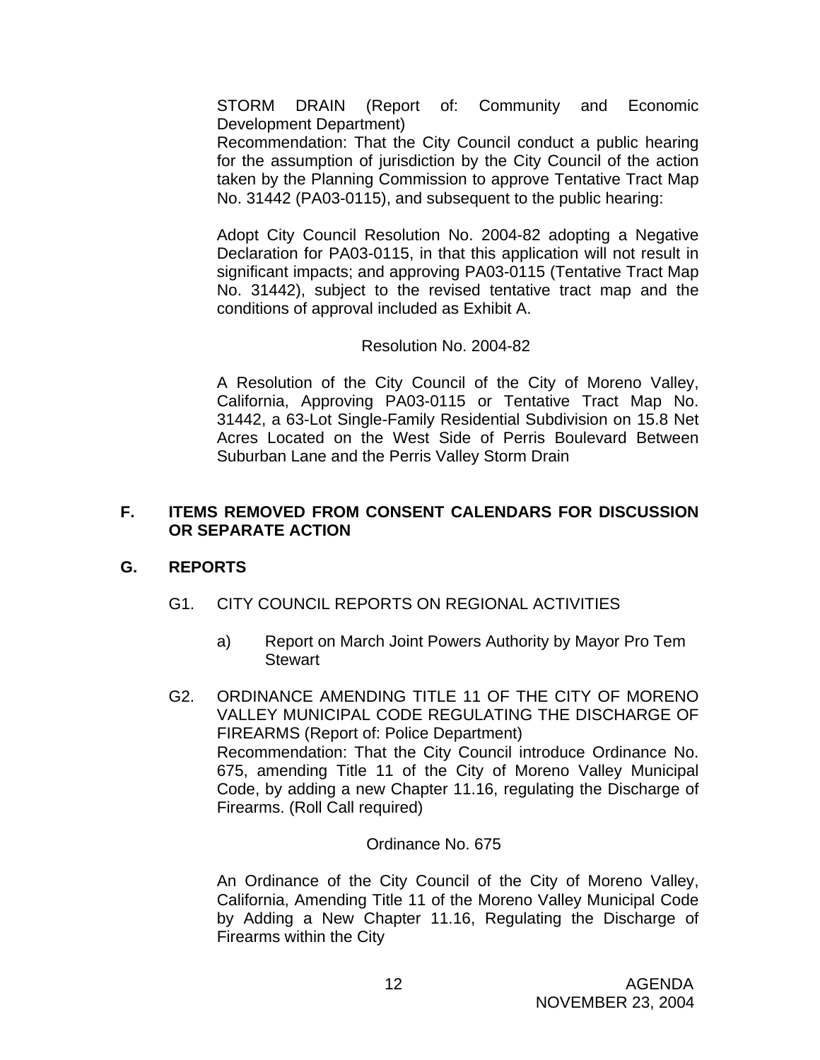STORM DRAIN (Report of: Community and Economic Development Department)

Recommendation: That the City Council conduct a public hearing for the assumption of jurisdiction by the City Council of the action taken by the Planning Commission to approve Tentative Tract Map No. 31442 (PA03-0115), and subsequent to the public hearing:

Adopt City Council Resolution No. 2004-82 adopting a Negative Declaration for PA03-0115, in that this application will not result in significant impacts; and approving PA03-0115 (Tentative Tract Map No. 31442), subject to the revised tentative tract map and the conditions of approval included as Exhibit A.

Resolution No. 2004-82

A Resolution of the City Council of the City of Moreno Valley, California, Approving PA03-0115 or Tentative Tract Map No. 31442, a 63-Lot Single-Family Residential Subdivision on 15.8 Net Acres Located on the West Side of Perris Boulevard Between Suburban Lane and the Perris Valley Storm Drain

## F. ITEMS REMOVED FROM CONSENT CALENDARS FOR DISCUSSION OR SEPARATE ACTION

## G. REPORTS

G1. CITY COUNCIL REPORTS ON REGIONAL ACTIVITIES

a) Report on March Joint Powers Authority by Mayor Pro Tem Stewart

G2. ORDINANCE AMENDING TITLE 11 OF THE CITY OF MORENO VALLEY MUNICIPAL CODE REGULATING THE DISCHARGE OF FIREARMS (Report of: Police Department)

Recommendation: That the City Council introduce Ordinance No. 675, amending Title 11 of the City of Moreno Valley Municipal Code, by adding a new Chapter 11.16, regulating the Discharge of Firearms. (Roll Call required)

Ordinance No. 675

An Ordinance of the City Council of the City of Moreno Valley, California, Amending Title 11 of the Moreno Valley Municipal Code by Adding a New Chapter 11.16, Regulating the Discharge of Firearms within the City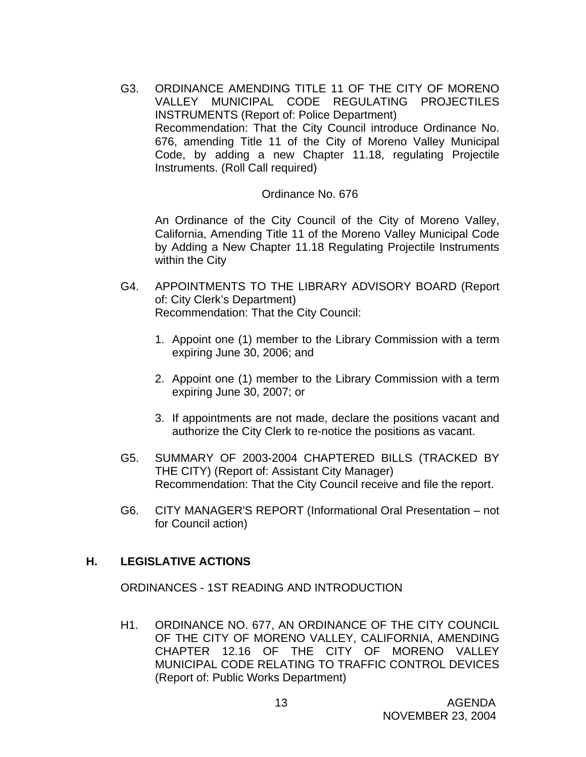G3. ORDINANCE AMENDING TITLE 11 OF THE CITY OF MORENO VALLEY MUNICIPAL CODE REGULATING PROJECTILES INSTRUMENTS (Report of: Police Department)
Recommendation: That the City Council introduce Ordinance No. 676, amending Title 11 of the City of Moreno Valley Municipal Code, by adding a new Chapter 11.18, regulating Projectile Instruments. (Roll Call required)

Ordinance No. 676

An Ordinance of the City Council of the City of Moreno Valley, California, Amending Title 11 of the Moreno Valley Municipal Code by Adding a New Chapter 11.18 Regulating Projectile Instruments within the City

G4. APPOINTMENTS TO THE LIBRARY ADVISORY BOARD (Report of: City Clerk's Department)
Recommendation: That the City Council:

1. Appoint one (1) member to the Library Commission with a term expiring June 30, 2006; and

2. Appoint one (1) member to the Library Commission with a term expiring June 30, 2007; or

3. If appointments are not made, declare the positions vacant and authorize the City Clerk to re-notice the positions as vacant.

G5. SUMMARY OF 2003-2004 CHAPTERED BILLS (TRACKED BY THE CITY) (Report of: Assistant City Manager)
Recommendation: That the City Council receive and file the report.

G6. CITY MANAGER'S REPORT (Informational Oral Presentation – not for Council action)

## H. LEGISLATIVE ACTIONS

ORDINANCES - 1ST READING AND INTRODUCTION

H1. ORDINANCE NO. 677, AN ORDINANCE OF THE CITY COUNCIL OF THE CITY OF MORENO VALLEY, CALIFORNIA, AMENDING CHAPTER 12.16 OF THE CITY OF MORENO VALLEY MUNICIPAL CODE RELATING TO TRAFFIC CONTROL DEVICES (Report of: Public Works Department)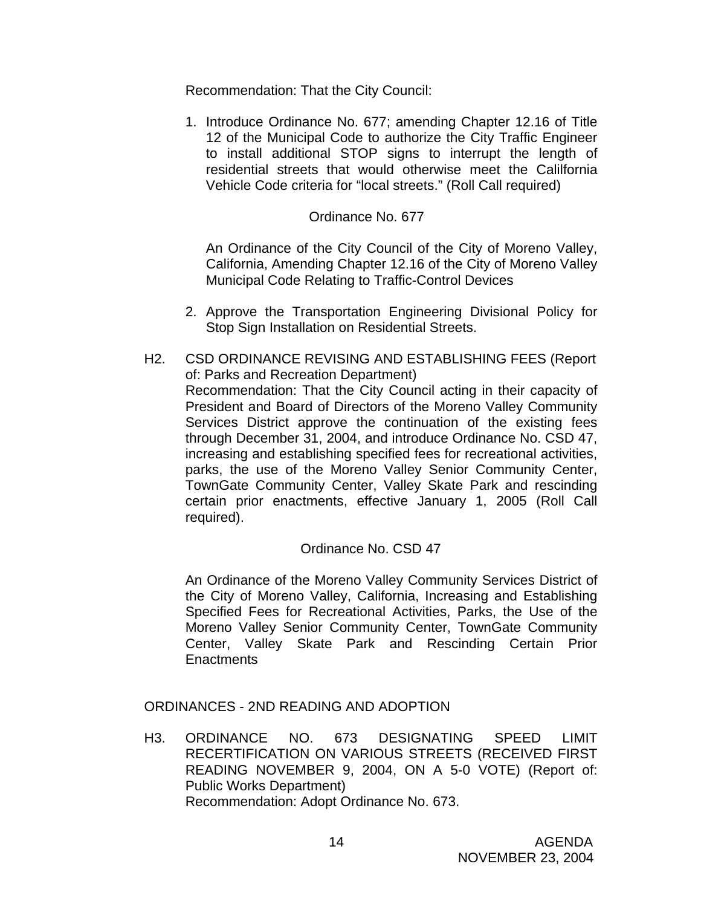Recommendation: That the City Council:

1. Introduce Ordinance No. 677; amending Chapter 12.16 of Title 12 of the Municipal Code to authorize the City Traffic Engineer to install additional STOP signs to interrupt the length of residential streets that would otherwise meet the Calilfornia Vehicle Code criteria for "local streets." (Roll Call required)

   Ordinance No. 677

   An Ordinance of the City Council of the City of Moreno Valley, California, Amending Chapter 12.16 of the City of Moreno Valley Municipal Code Relating to Traffic-Control Devices

2. Approve the Transportation Engineering Divisional Policy for Stop Sign Installation on Residential Streets.

H2. CSD ORDINANCE REVISING AND ESTABLISHING FEES (Report of: Parks and Recreation Department)
Recommendation: That the City Council acting in their capacity of President and Board of Directors of the Moreno Valley Community Services District approve the continuation of the existing fees through December 31, 2004, and introduce Ordinance No. CSD 47, increasing and establishing specified fees for recreational activities, parks, the use of the Moreno Valley Senior Community Center, TownGate Community Center, Valley Skate Park and rescinding certain prior enactments, effective January 1, 2005 (Roll Call required).

Ordinance No. CSD 47

An Ordinance of the Moreno Valley Community Services District of the City of Moreno Valley, California, Increasing and Establishing Specified Fees for Recreational Activities, Parks, the Use of the Moreno Valley Senior Community Center, TownGate Community Center, Valley Skate Park and Rescinding Certain Prior Enactments

ORDINANCES - 2ND READING AND ADOPTION

H3. ORDINANCE NO. 673 DESIGNATING SPEED LIMIT RECERTIFICATION ON VARIOUS STREETS (RECEIVED FIRST READING NOVEMBER 9, 2004, ON A 5-0 VOTE) (Report of: Public Works Department)
Recommendation: Adopt Ordinance No. 673.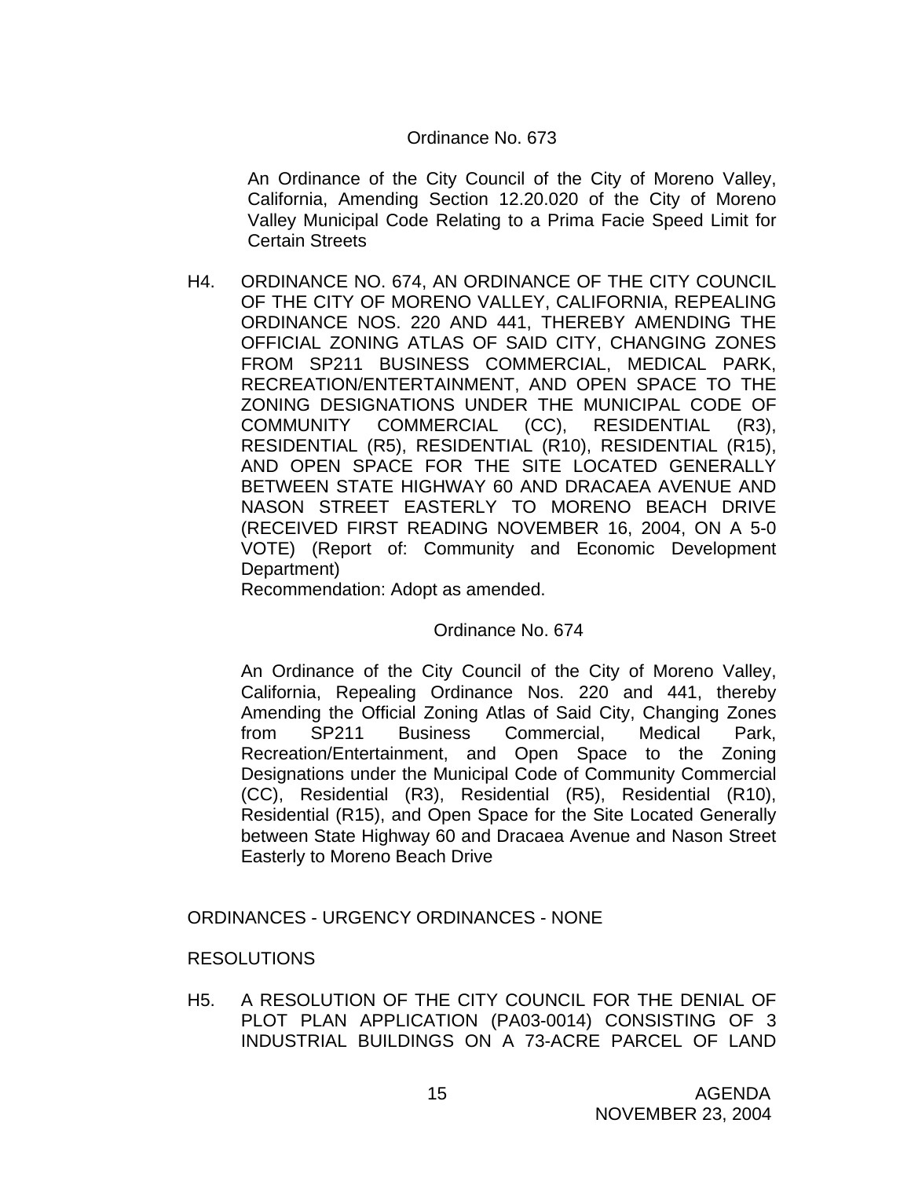Ordinance No. 673

An Ordinance of the City Council of the City of Moreno Valley, California, Amending Section 12.20.020 of the City of Moreno Valley Municipal Code Relating to a Prima Facie Speed Limit for Certain Streets

H4. ORDINANCE NO. 674, AN ORDINANCE OF THE CITY COUNCIL OF THE CITY OF MORENO VALLEY, CALIFORNIA, REPEALING ORDINANCE NOS. 220 AND 441, THEREBY AMENDING THE OFFICIAL ZONING ATLAS OF SAID CITY, CHANGING ZONES FROM SP211 BUSINESS COMMERCIAL, MEDICAL PARK, RECREATION/ENTERTAINMENT, AND OPEN SPACE TO THE ZONING DESIGNATIONS UNDER THE MUNICIPAL CODE OF COMMUNITY COMMERCIAL (CC), RESIDENTIAL (R3), RESIDENTIAL (R5), RESIDENTIAL (R10), RESIDENTIAL (R15), AND OPEN SPACE FOR THE SITE LOCATED GENERALLY BETWEEN STATE HIGHWAY 60 AND DRACAEA AVENUE AND NASON STREET EASTERLY TO MORENO BEACH DRIVE (RECEIVED FIRST READING NOVEMBER 16, 2004, ON A 5-0 VOTE) (Report of: Community and Economic Development Department)

Recommendation: Adopt as amended.

Ordinance No. 674

An Ordinance of the City Council of the City of Moreno Valley, California, Repealing Ordinance Nos. 220 and 441, thereby Amending the Official Zoning Atlas of Said City, Changing Zones from SP211 Business Commercial, Medical Park, Recreation/Entertainment, and Open Space to the Zoning Designations under the Municipal Code of Community Commercial (CC), Residential (R3), Residential (R5), Residential (R10), Residential (R15), and Open Space for the Site Located Generally between State Highway 60 and Dracaea Avenue and Nason Street Easterly to Moreno Beach Drive

ORDINANCES - URGENCY ORDINANCES - NONE

RESOLUTIONS

H5. A RESOLUTION OF THE CITY COUNCIL FOR THE DENIAL OF PLOT PLAN APPLICATION (PA03-0014) CONSISTING OF 3 INDUSTRIAL BUILDINGS ON A 73-ACRE PARCEL OF LAND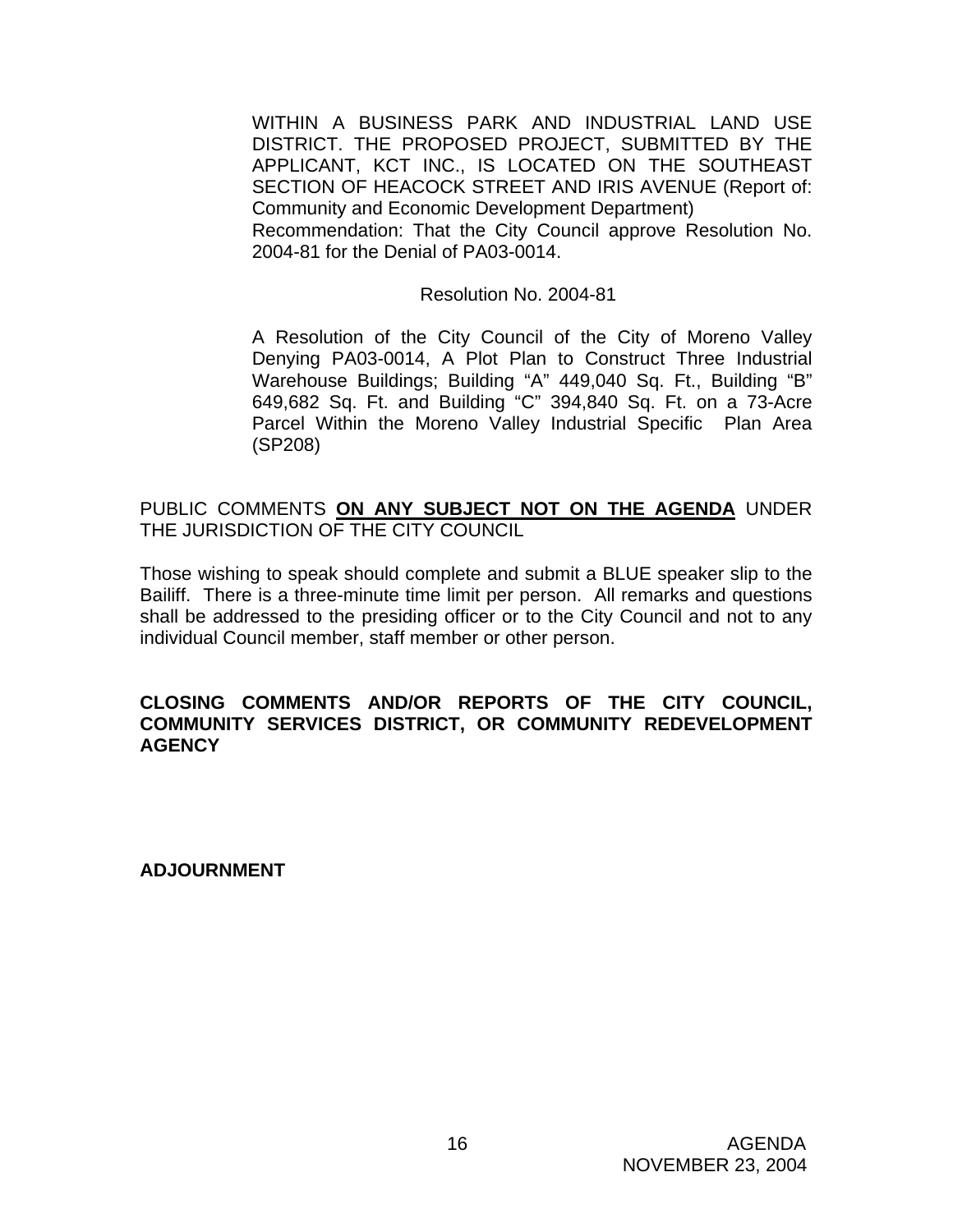WITHIN A BUSINESS PARK AND INDUSTRIAL LAND USE DISTRICT. THE PROPOSED PROJECT, SUBMITTED BY THE APPLICANT, KCT INC., IS LOCATED ON THE SOUTHEAST SECTION OF HEACOCK STREET AND IRIS AVENUE (Report of: Community and Economic Development Department)

Recommendation: That the City Council approve Resolution No. 2004-81 for the Denial of PA03-0014.

Resolution No. 2004-81

A Resolution of the City Council of the City of Moreno Valley Denying PA03-0014, A Plot Plan to Construct Three Industrial Warehouse Buildings; Building "A" 449,040 Sq. Ft., Building "B" 649,682 Sq. Ft. and Building "C" 394,840 Sq. Ft. on a 73-Acre Parcel Within the Moreno Valley Industrial Specific Plan Area (SP208)

PUBLIC COMMENTS **ON ANY SUBJECT NOT ON THE AGENDA** UNDER THE JURISDICTION OF THE CITY COUNCIL

Those wishing to speak should complete and submit a BLUE speaker slip to the Bailiff. There is a three-minute time limit per person. All remarks and questions shall be addressed to the presiding officer or to the City Council and not to any individual Council member, staff member or other person.

**CLOSING COMMENTS AND/OR REPORTS OF THE CITY COUNCIL, COMMUNITY SERVICES DISTRICT, OR COMMUNITY REDEVELOPMENT AGENCY**

**ADJOURNMENT**